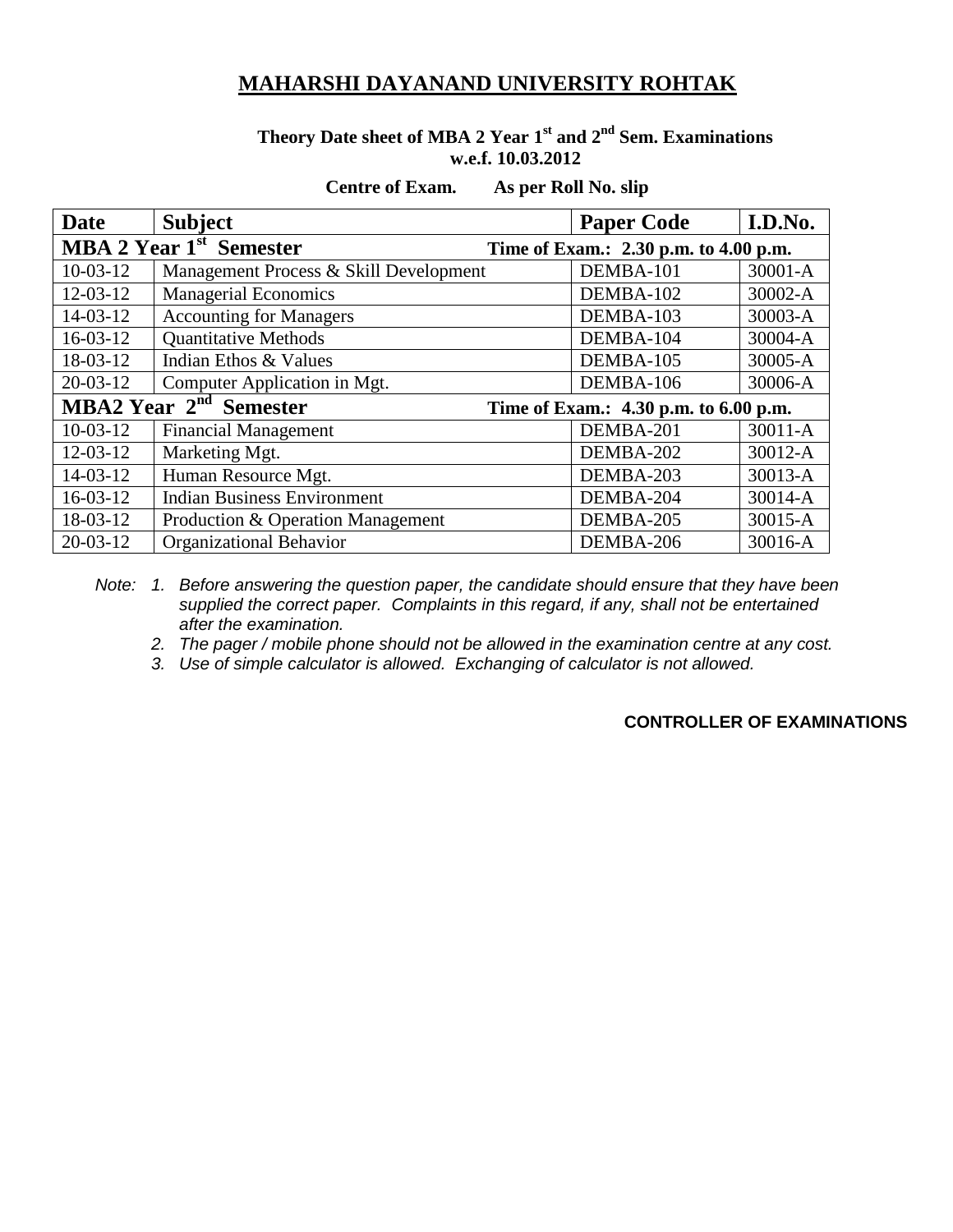# MAHARSHI DAYANAND UNIVERSITY ROHTAK

**Theory Date sheet of MBA 2 Year 1st and 2nd Sem. Examinations**
**w.e.f. 10.03.2012**

**Centre of Exam. As per Roll No. slip**

| Date | Subject | Paper Code | I.D.No. |
|---|---|---|---|
| **MBA 2 Year 1st Semester** | **Time of Exam.: 2.30 p.m. to 4.00 p.m.** | | |
| 10-03-12 | Management Process & Skill Development | DEMBA-101 | 30001-A |
| 12-03-12 | Managerial Economics | DEMBA-102 | 30002-A |
| 14-03-12 | Accounting for Managers | DEMBA-103 | 30003-A |
| 16-03-12 | Quantitative Methods | DEMBA-104 | 30004-A |
| 18-03-12 | Indian Ethos & Values | DEMBA-105 | 30005-A |
| 20-03-12 | Computer Application in Mgt. | DEMBA-106 | 30006-A |
| **MBA2 Year 2nd Semester** | **Time of Exam.: 4.30 p.m. to 6.00 p.m.** | | |
| 10-03-12 | Financial Management | DEMBA-201 | 30011-A |
| 12-03-12 | Marketing Mgt. | DEMBA-202 | 30012-A |
| 14-03-12 | Human Resource Mgt. | DEMBA-203 | 30013-A |
| 16-03-12 | Indian Business Environment | DEMBA-204 | 30014-A |
| 18-03-12 | Production & Operation Management | DEMBA-205 | 30015-A |
| 20-03-12 | Organizational Behavior | DEMBA-206 | 30016-A |

*Note:*

1. *Before answering the question paper, the candidate should ensure that they have been supplied the correct paper. Complaints in this regard, if any, shall not be entertained after the examination.*
2. *The pager / mobile phone should not be allowed in the examination centre at any cost.*
3. *Use of simple calculator is allowed. Exchanging of calculator is not allowed.*

**CONTROLLER OF EXAMINATIONS**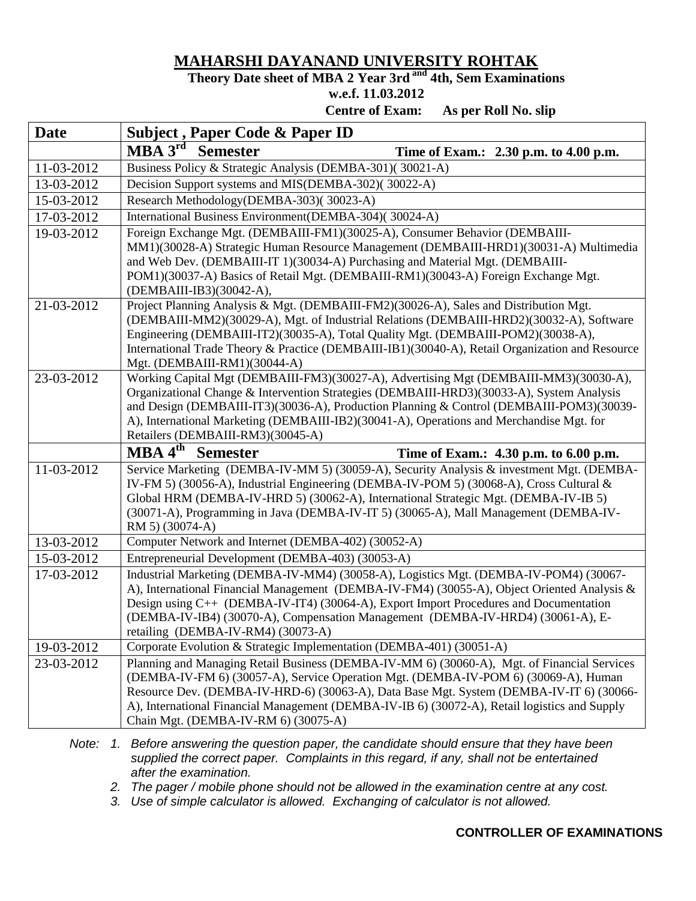# MAHARSHI DAYANAND UNIVERSITY ROHTAK

**Theory Date sheet of MBA 2 Year 3rd and 4th, Sem Examinations**

**w.e.f. 11.03.2012**

**Centre of Exam: As per Roll No. slip**

| Date | Subject , Paper Code & Paper ID |
|---|---|
| | **MBA 3rd Semester** **Time of Exam.: 2.30 p.m. to 4.00 p.m.** |
| 11-03-2012 | Business Policy & Strategic Analysis (DEMBA-301)( 30021-A) |
| 13-03-2012 | Decision Support systems and MIS(DEMBA-302)( 30022-A) |
| 15-03-2012 | Research Methodology(DEMBA-303)( 30023-A) |
| 17-03-2012 | International Business Environment(DEMBA-304)( 30024-A) |
| 19-03-2012 | Foreign Exchange Mgt. (DEMBAIII-FM1)(30025-A), Consumer Behavior (DEMBAIII-MM1)(30028-A) Strategic Human Resource Management (DEMBAIII-HRD1)(30031-A) Multimedia and Web Dev. (DEMBAIII-IT 1)(30034-A) Purchasing and Material Mgt. (DEMBAIII-POM1)(30037-A) Basics of Retail Mgt. (DEMBAIII-RM1)(30043-A) Foreign Exchange Mgt. (DEMBAIII-IB3)(30042-A), |
| 21-03-2012 | Project Planning Analysis & Mgt. (DEMBAIII-FM2)(30026-A), Sales and Distribution Mgt. (DEMBAIII-MM2)(30029-A), Mgt. of Industrial Relations (DEMBAIII-HRD2)(30032-A), Software Engineering (DEMBAIII-IT2)(30035-A), Total Quality Mgt. (DEMBAIII-POM2)(30038-A), International Trade Theory & Practice (DEMBAIII-IB1)(30040-A), Retail Organization and Resource Mgt. (DEMBAIII-RM1)(30044-A) |
| 23-03-2012 | Working Capital Mgt (DEMBAIII-FM3)(30027-A), Advertising Mgt (DEMBAIII-MM3)(30030-A), Organizational Change & Intervention Strategies (DEMBAIII-HRD3)(30033-A), System Analysis and Design (DEMBAIII-IT3)(30036-A), Production Planning & Control (DEMBAIII-POM3)(30039-A), International Marketing (DEMBAIII-IB2)(30041-A), Operations and Merchandise Mgt. for Retailers (DEMBAIII-RM3)(30045-A) |
| | **MBA 4th Semester** **Time of Exam.: 4.30 p.m. to 6.00 p.m.** |
| 11-03-2012 | Service Marketing (DEMBA-IV-MM 5) (30059-A), Security Analysis & investment Mgt. (DEMBA-IV-FM 5) (30056-A), Industrial Engineering (DEMBA-IV-POM 5) (30068-A), Cross Cultural & Global HRM (DEMBA-IV-HRD 5) (30062-A), International Strategic Mgt. (DEMBA-IV-IB 5) (30071-A), Programming in Java (DEMBA-IV-IT 5) (30065-A), Mall Management (DEMBA-IV-RM 5) (30074-A) |
| 13-03-2012 | Computer Network and Internet (DEMBA-402) (30052-A) |
| 15-03-2012 | Entrepreneurial Development (DEMBA-403) (30053-A) |
| 17-03-2012 | Industrial Marketing (DEMBA-IV-MM4) (30058-A), Logistics Mgt. (DEMBA-IV-POM4) (30067-A), International Financial Management (DEMBA-IV-FM4) (30055-A), Object Oriented Analysis & Design using C++ (DEMBA-IV-IT4) (30064-A), Export Import Procedures and Documentation (DEMBA-IV-IB4) (30070-A), Compensation Management (DEMBA-IV-HRD4) (30061-A), E-retailing (DEMBA-IV-RM4) (30073-A) |
| 19-03-2012 | Corporate Evolution & Strategic Implementation (DEMBA-401) (30051-A) |
| 23-03-2012 | Planning and Managing Retail Business (DEMBA-IV-MM 6) (30060-A), Mgt. of Financial Services (DEMBA-IV-FM 6) (30057-A), Service Operation Mgt. (DEMBA-IV-POM 6) (30069-A), Human Resource Dev. (DEMBA-IV-HRD-6) (30063-A), Data Base Mgt. System (DEMBA-IV-IT 6) (30066-A), International Financial Management (DEMBA-IV-IB 6) (30072-A), Retail logistics and Supply Chain Mgt. (DEMBA-IV-RM 6) (30075-A) |

*Note:*

1. *Before answering the question paper, the candidate should ensure that they have been supplied the correct paper. Complaints in this regard, if any, shall not be entertained after the examination.*
2. *The pager / mobile phone should not be allowed in the examination centre at any cost.*
3. *Use of simple calculator is allowed. Exchanging of calculator is not allowed.*

**CONTROLLER OF EXAMINATIONS**